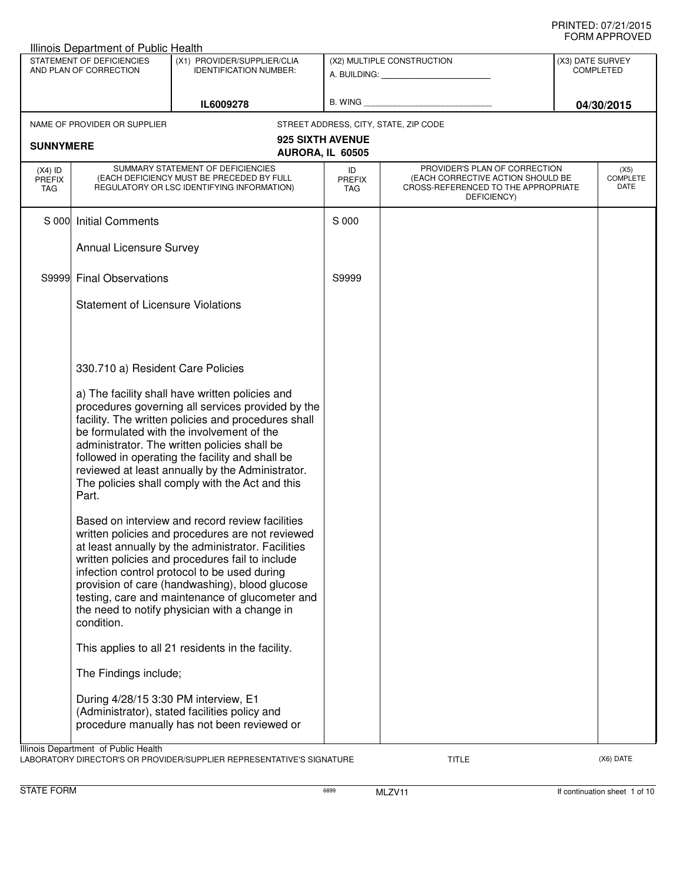PRINTED: 07/21/2015
FORM APPROVED

Illinois Department of Public Health

| STATEMENT OF DEFICIENCIES AND PLAN OF CORRECTION | (X1) PROVIDER/SUPPLIER/CLIA IDENTIFICATION NUMBER: | (X2) MULTIPLE CONSTRUCTION | (X3) DATE SURVEY COMPLETED |
|---|---|---|---|
| | IL6009278 | A. BUILDING: ______ B. WING ______ | 04/30/2015 |

NAME OF PROVIDER OR SUPPLIER: **SUNNYMERE**

STREET ADDRESS, CITY, STATE, ZIP CODE: **925 SIXTH AVENUE, AURORA, IL 60505**

| (X4) ID PREFIX TAG | SUMMARY STATEMENT OF DEFICIENCIES (EACH DEFICIENCY MUST BE PRECEDED BY FULL REGULATORY OR LSC IDENTIFYING INFORMATION) | ID PREFIX TAG | PROVIDER'S PLAN OF CORRECTION (EACH CORRECTIVE ACTION SHOULD BE CROSS-REFERENCED TO THE APPROPRIATE DEFICIENCY) | (X5) COMPLETE DATE |
|---|---|---|---|---|
| S 000 | Initial Comments<br><br>Annual Licensure Survey | S 000 | | |
| S9999 | Final Observations<br><br>Statement of Licensure Violations<br><br>330.710 a) Resident Care Policies<br><br>a) The facility shall have written policies and procedures governing all services provided by the facility. The written policies and procedures shall be formulated with the involvement of the administrator. The written policies shall be followed in operating the facility and shall be reviewed at least annually by the Administrator. The policies shall comply with the Act and this Part.<br><br>Based on interview and record review facilities written policies and procedures are not reviewed at least annually by the administrator. Facilities written policies and procedures fail to include infection control protocol to be used during provision of care (handwashing), blood glucose testing, care and maintenance of glucometer and the need to notify physician with a change in condition.<br><br>This applies to all 21 residents in the facility.<br><br>The Findings include;<br><br>During 4/28/15 3:30 PM interview, E1 (Administrator), stated facilities policy and procedure manually has not been reviewed or | S9999 | | |

Illinois Department of Public Health
LABORATORY DIRECTOR'S OR PROVIDER/SUPPLIER REPRESENTATIVE'S SIGNATURE | TITLE | (X6) DATE

STATE FORM 6899 MLZV11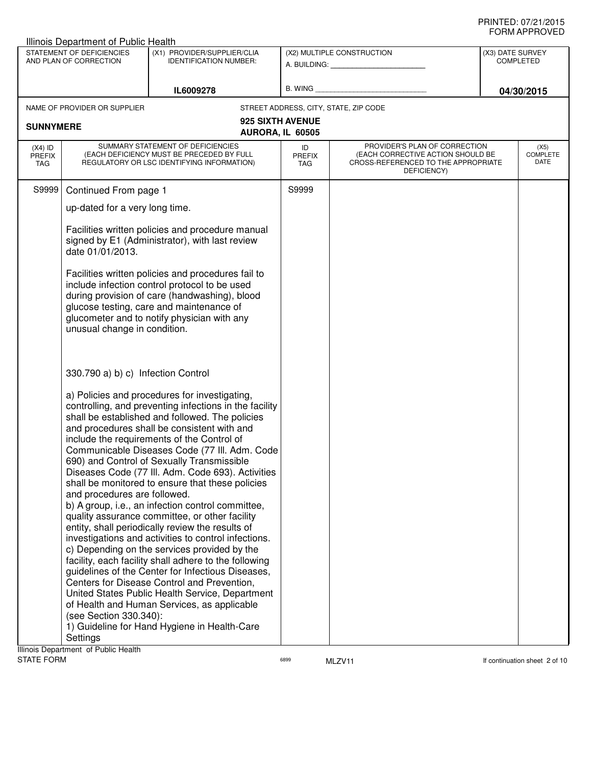PRINTED: 07/21/2015
FORM APPROVED

Illinois Department of Public Health

| STATEMENT OF DEFICIENCIES AND PLAN OF CORRECTION | (X1) PROVIDER/SUPPLIER/CLIA IDENTIFICATION NUMBER: | (X2) MULTIPLE CONSTRUCTION | (X3) DATE SURVEY COMPLETED |
|---|---|---|---|
| | IL6009278 | A. BUILDING: ______ B. WING ______ | 04/30/2015 |

NAME OF PROVIDER OR SUPPLIER: **SUNNYMERE**

STREET ADDRESS, CITY, STATE, ZIP CODE: **925 SIXTH AVENUE, AURORA, IL 60505**

| (X4) ID PREFIX TAG | SUMMARY STATEMENT OF DEFICIENCIES (EACH DEFICIENCY MUST BE PRECEDED BY FULL REGULATORY OR LSC IDENTIFYING INFORMATION) | ID PREFIX TAG | PROVIDER'S PLAN OF CORRECTION (EACH CORRECTIVE ACTION SHOULD BE CROSS-REFERENCED TO THE APPROPRIATE DEFICIENCY) | (X5) COMPLETE DATE |
|---|---|---|---|---|
| S9999 | Continued From page 1<br><br>up-dated for a very long time.<br><br>Facilities written policies and procedure manual signed by E1 (Administrator), with last review date 01/01/2013.<br><br>Facilities written policies and procedures fail to include infection control protocol to be used during provision of care (handwashing), blood glucose testing, care and maintenance of glucometer and to notify physician with any unusual change in condition.<br><br>330.790 a) b) c) Infection Control<br><br>a) Policies and procedures for investigating, controlling, and preventing infections in the facility shall be established and followed. The policies and procedures shall be consistent with and include the requirements of the Control of Communicable Diseases Code (77 Ill. Adm. Code 690) and Control of Sexually Transmissible Diseases Code (77 Ill. Adm. Code 693). Activities shall be monitored to ensure that these policies and procedures are followed.<br>b) A group, i.e., an infection control committee, quality assurance committee, or other facility entity, shall periodically review the results of investigations and activities to control infections.<br>c) Depending on the services provided by the facility, each facility shall adhere to the following guidelines of the Center for Infectious Diseases, Centers for Disease Control and Prevention, United States Public Health Service, Department of Health and Human Services, as applicable (see Section 330.340):<br>1) Guideline for Hand Hygiene in Health-Care Settings | S9999 | | |

Illinois Department of Public Health
STATE FORM 6899 MLZV11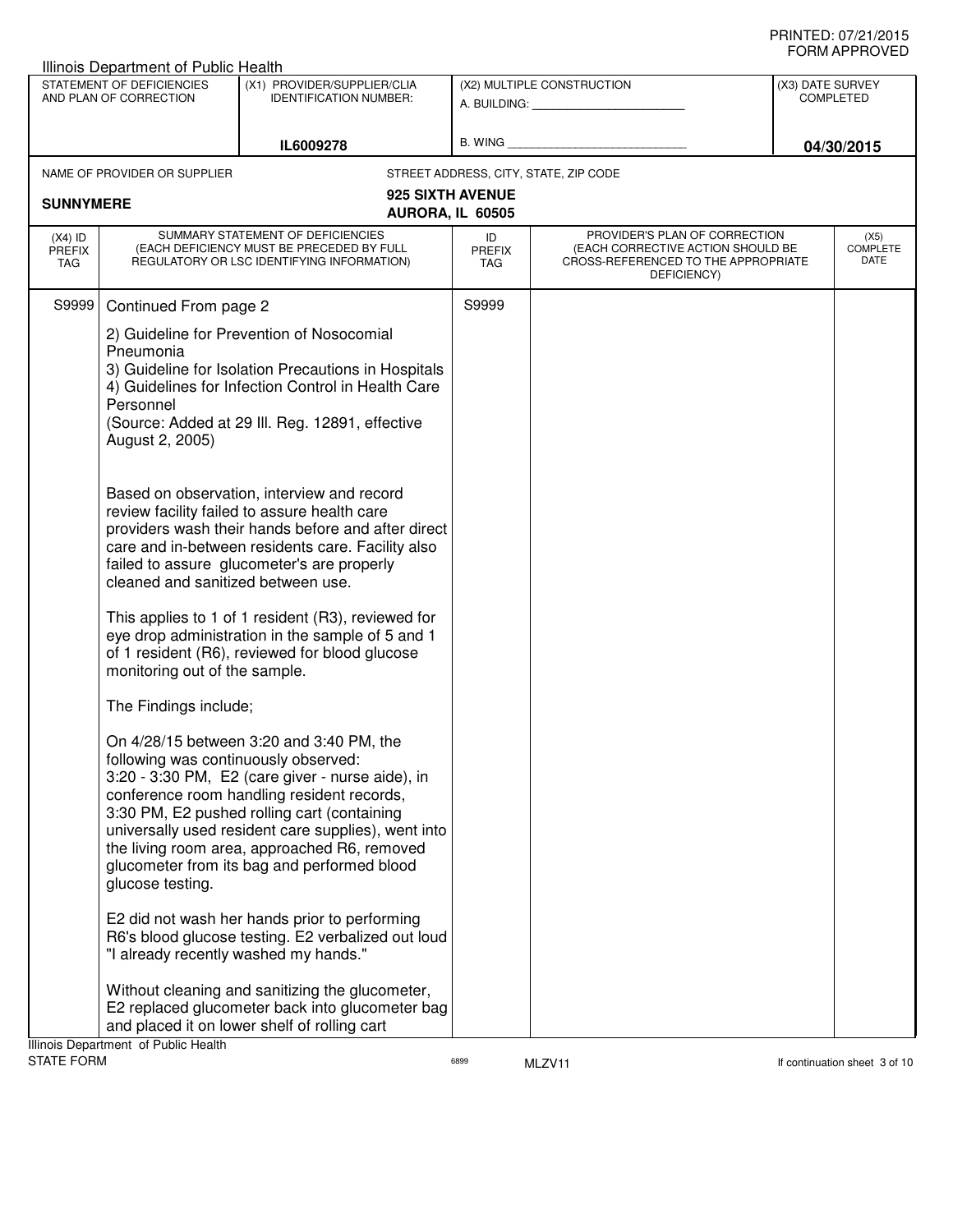Illinois Department of Public Health

| STATEMENT OF DEFICIENCIES AND PLAN OF CORRECTION | (X1) PROVIDER/SUPPLIER/CLIA IDENTIFICATION NUMBER: | (X2) MULTIPLE CONSTRUCTION | (X3) DATE SURVEY COMPLETED |
|---|---|---|---|
| | IL6009278 | A. BUILDING: ___ B. WING ___ | 04/30/2015 |

NAME OF PROVIDER OR SUPPLIER: **SUNNYMERE**

STREET ADDRESS, CITY, STATE, ZIP CODE: **925 SIXTH AVENUE, AURORA, IL 60505**

| (X4) ID PREFIX TAG | SUMMARY STATEMENT OF DEFICIENCIES (EACH DEFICIENCY MUST BE PRECEDED BY FULL REGULATORY OR LSC IDENTIFYING INFORMATION) | ID PREFIX TAG | PROVIDER'S PLAN OF CORRECTION (EACH CORRECTIVE ACTION SHOULD BE CROSS-REFERENCED TO THE APPROPRIATE DEFICIENCY) | (X5) COMPLETE DATE |
|---|---|---|---|---|
| S9999 | Continued From page 2 | S9999 | | |

2) Guideline for Prevention of Nosocomial Pneumonia
3) Guideline for Isolation Precautions in Hospitals
4) Guidelines for Infection Control in Health Care Personnel
(Source: Added at 29 Ill. Reg. 12891, effective August 2, 2005)

Based on observation, interview and record review facility failed to assure health care providers wash their hands before and after direct care and in-between residents care. Facility also failed to assure glucometer's are properly cleaned and sanitized between use.

This applies to 1 of 1 resident (R3), reviewed for eye drop administration in the sample of 5 and 1 of 1 resident (R6), reviewed for blood glucose monitoring out of the sample.

The Findings include;

On 4/28/15 between 3:20 and 3:40 PM, the following was continuously observed:
3:20 - 3:30 PM, E2 (care giver - nurse aide), in conference room handling resident records,
3:30 PM, E2 pushed rolling cart (containing universally used resident care supplies), went into the living room area, approached R6, removed glucometer from its bag and performed blood glucose testing.

E2 did not wash her hands prior to performing R6's blood glucose testing. E2 verbalized out loud "I already recently washed my hands."

Without cleaning and sanitizing the glucometer, E2 replaced glucometer back into glucometer bag and placed it on lower shelf of rolling cart

Illinois Department of Public Health
STATE FORM 6899 MLZV11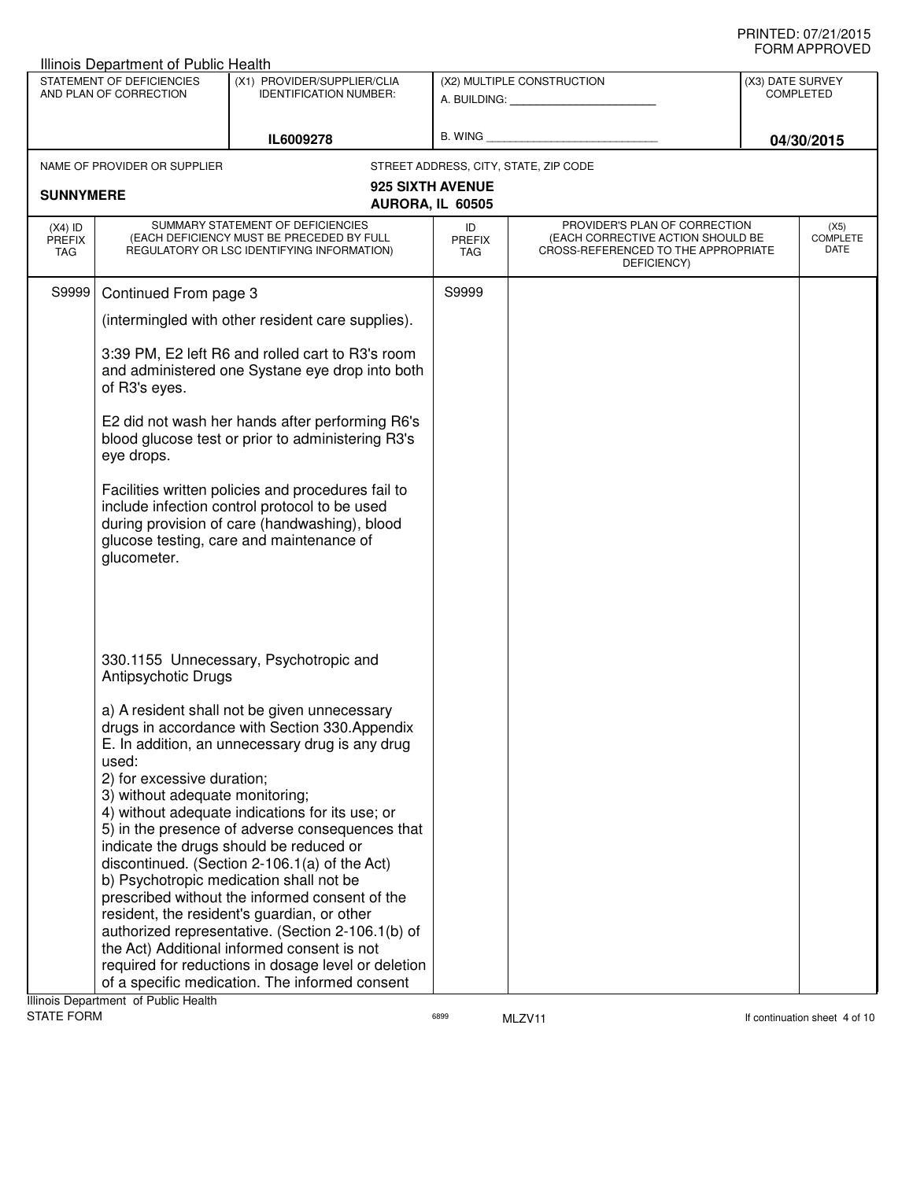Illinois Department of Public Health

| STATEMENT OF DEFICIENCIES AND PLAN OF CORRECTION | (X1) PROVIDER/SUPPLIER/CLIA IDENTIFICATION NUMBER: | (X2) MULTIPLE CONSTRUCTION | (X3) DATE SURVEY COMPLETED |
|---|---|---|---|
| | IL6009278 | A. BUILDING: ______ B. WING ______ | 04/30/2015 |

NAME OF PROVIDER OR SUPPLIER: **SUNNYMERE**

STREET ADDRESS, CITY, STATE, ZIP CODE: **925 SIXTH AVENUE AURORA, IL 60505**

| (X4) ID PREFIX TAG | SUMMARY STATEMENT OF DEFICIENCIES (EACH DEFICIENCY MUST BE PRECEDED BY FULL REGULATORY OR LSC IDENTIFYING INFORMATION) | ID PREFIX TAG | PROVIDER'S PLAN OF CORRECTION (EACH CORRECTIVE ACTION SHOULD BE CROSS-REFERENCED TO THE APPROPRIATE DEFICIENCY) | (X5) COMPLETE DATE |
|---|---|---|---|---|
| S9999 | Continued From page 3 | S9999 | | |

(intermingled with other resident care supplies).

3:39 PM, E2 left R6 and rolled cart to R3's room and administered one Systane eye drop into both of R3's eyes.

E2 did not wash her hands after performing R6's blood glucose test or prior to administering R3's eye drops.

Facilities written policies and procedures fail to include infection control protocol to be used during provision of care (handwashing), blood glucose testing, care and maintenance of glucometer.

330.1155 Unnecessary, Psychotropic and Antipsychotic Drugs

a) A resident shall not be given unnecessary drugs in accordance with Section 330.Appendix E. In addition, an unnecessary drug is any drug used:
2) for excessive duration;
3) without adequate monitoring;
4) without adequate indications for its use; or
5) in the presence of adverse consequences that indicate the drugs should be reduced or discontinued. (Section 2-106.1(a) of the Act)
b) Psychotropic medication shall not be prescribed without the informed consent of the resident, the resident's guardian, or other authorized representative. (Section 2-106.1(b) of the Act) Additional informed consent is not required for reductions in dosage level or deletion of a specific medication. The informed consent

Illinois Department of Public Health
STATE FORM 6899 MLZV11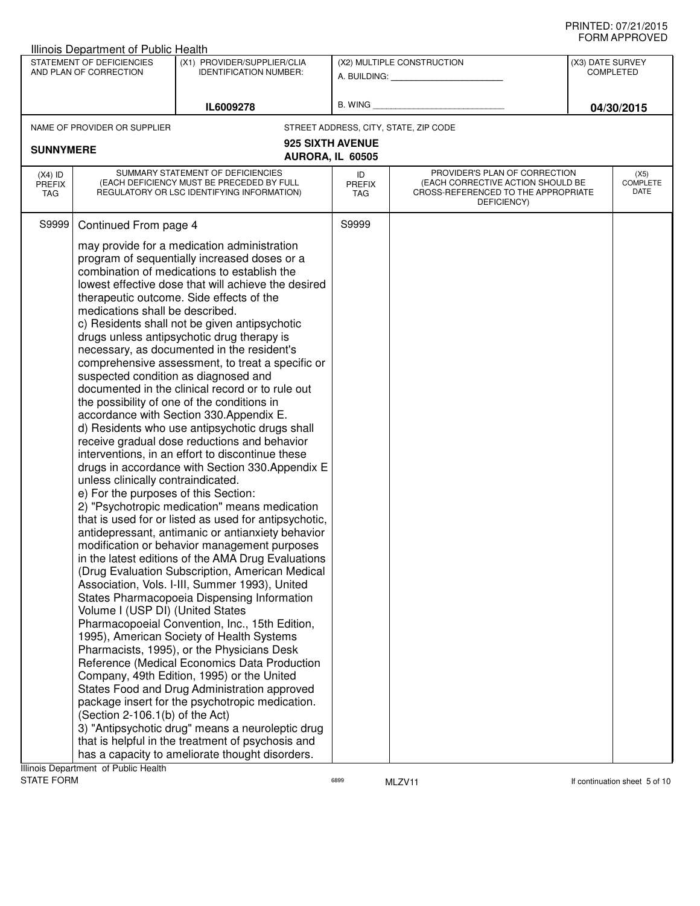Illinois Department of Public Health

| STATEMENT OF DEFICIENCIES AND PLAN OF CORRECTION | (X1) PROVIDER/SUPPLIER/CLIA IDENTIFICATION NUMBER: | (X2) MULTIPLE CONSTRUCTION | (X3) DATE SURVEY COMPLETED |
|---|---|---|---|
| | IL6009278 | A. BUILDING: ______ B. WING ______ | 04/30/2015 |

| NAME OF PROVIDER OR SUPPLIER | STREET ADDRESS, CITY, STATE, ZIP CODE |
|---|---|
| SUNNYMERE | 925 SIXTH AVENUE AURORA, IL 60505 |

| (X4) ID PREFIX TAG | SUMMARY STATEMENT OF DEFICIENCIES (EACH DEFICIENCY MUST BE PRECEDED BY FULL REGULATORY OR LSC IDENTIFYING INFORMATION) | ID PREFIX TAG | PROVIDER'S PLAN OF CORRECTION (EACH CORRECTIVE ACTION SHOULD BE CROSS-REFERENCED TO THE APPROPRIATE DEFICIENCY) | (X5) COMPLETE DATE |
|---|---|---|---|---|
| S9999 | Continued From page 4 | S9999 | | |

may provide for a medication administration program of sequentially increased doses or a combination of medications to establish the lowest effective dose that will achieve the desired therapeutic outcome. Side effects of the medications shall be described.

c) Residents shall not be given antipsychotic drugs unless antipsychotic drug therapy is necessary, as documented in the resident's comprehensive assessment, to treat a specific or suspected condition as diagnosed and documented in the clinical record or to rule out the possibility of one of the conditions in accordance with Section 330.Appendix E.

d) Residents who use antipsychotic drugs shall receive gradual dose reductions and behavior interventions, in an effort to discontinue these drugs in accordance with Section 330.Appendix E unless clinically contraindicated.

e) For the purposes of this Section:

2) "Psychotropic medication" means medication that is used for or listed as used for antipsychotic, antidepressant, antimanic or antianxiety behavior modification or behavior management purposes in the latest editions of the AMA Drug Evaluations (Drug Evaluation Subscription, American Medical Association, Vols. I-III, Summer 1993), United States Pharmacopoeia Dispensing Information Volume I (USP DI) (United States Pharmacopoeial Convention, Inc., 15th Edition, 1995), American Society of Health Systems Pharmacists, 1995), or the Physicians Desk Reference (Medical Economics Data Production Company, 49th Edition, 1995) or the United States Food and Drug Administration approved package insert for the psychotropic medication. (Section 2-106.1(b) of the Act)

3) "Antipsychotic drug" means a neuroleptic drug that is helpful in the treatment of psychosis and has a capacity to ameliorate thought disorders.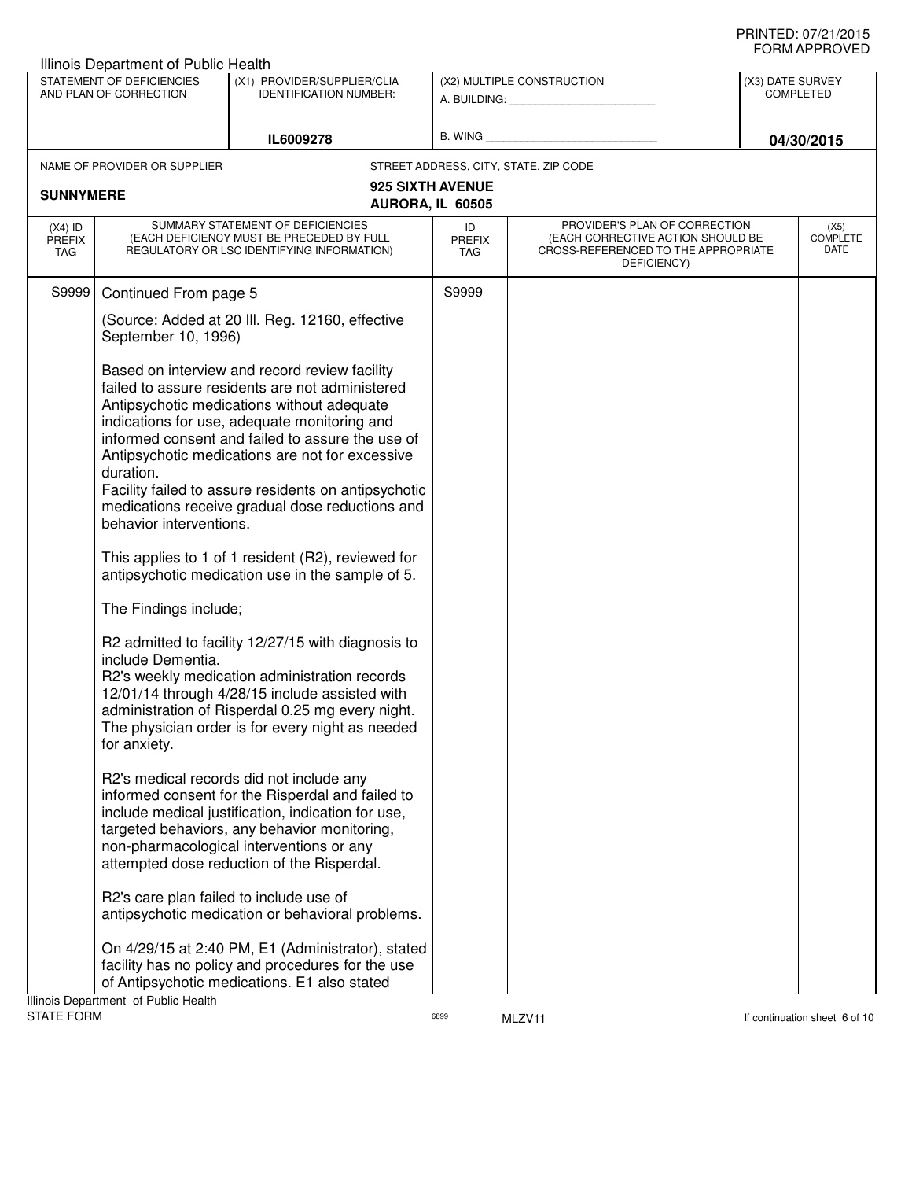PRINTED: 07/21/2015
FORM APPROVED

Illinois Department of Public Health

| STATEMENT OF DEFICIENCIES AND PLAN OF CORRECTION | (X1) PROVIDER/SUPPLIER/CLIA IDENTIFICATION NUMBER: | (X2) MULTIPLE CONSTRUCTION | (X3) DATE SURVEY COMPLETED |
|---|---|---|---|
| | IL6009278 | A. BUILDING: ______ B. WING ______ | 04/30/2015 |

NAME OF PROVIDER OR SUPPLIER: **SUNNYMERE**

STREET ADDRESS, CITY, STATE, ZIP CODE: **925 SIXTH AVENUE AURORA, IL 60505**

| (X4) ID PREFIX TAG | SUMMARY STATEMENT OF DEFICIENCIES (EACH DEFICIENCY MUST BE PRECEDED BY FULL REGULATORY OR LSC IDENTIFYING INFORMATION) | ID PREFIX TAG | PROVIDER'S PLAN OF CORRECTION (EACH CORRECTIVE ACTION SHOULD BE CROSS-REFERENCED TO THE APPROPRIATE DEFICIENCY) | (X5) COMPLETE DATE |
|---|---|---|---|---|
| S9999 | Continued From page 5 | S9999 | | |

(Source: Added at 20 Ill. Reg. 12160, effective September 10, 1996)

Based on interview and record review facility failed to assure residents are not administered Antipsychotic medications without adequate indications for use, adequate monitoring and informed consent and failed to assure the use of Antipsychotic medications are not for excessive duration.
Facility failed to assure residents on antipsychotic medications receive gradual dose reductions and behavior interventions.

This applies to 1 of 1 resident (R2), reviewed for antipsychotic medication use in the sample of 5.

The Findings include;

R2 admitted to facility 12/27/15 with diagnosis to include Dementia.
R2's weekly medication administration records 12/01/14 through 4/28/15 include assisted with administration of Risperdal 0.25 mg every night. The physician order is for every night as needed for anxiety.

R2's medical records did not include any informed consent for the Risperdal and failed to include medical justification, indication for use, targeted behaviors, any behavior monitoring, non-pharmacological interventions or any attempted dose reduction of the Risperdal.

R2's care plan failed to include use of antipsychotic medication or behavioral problems.

On 4/29/15 at 2:40 PM, E1 (Administrator), stated facility has no policy and procedures for the use of Antipsychotic medications. E1 also stated

Illinois Department of Public Health
STATE FORM 6899 MLZV11 If continuation sheet 6 of 10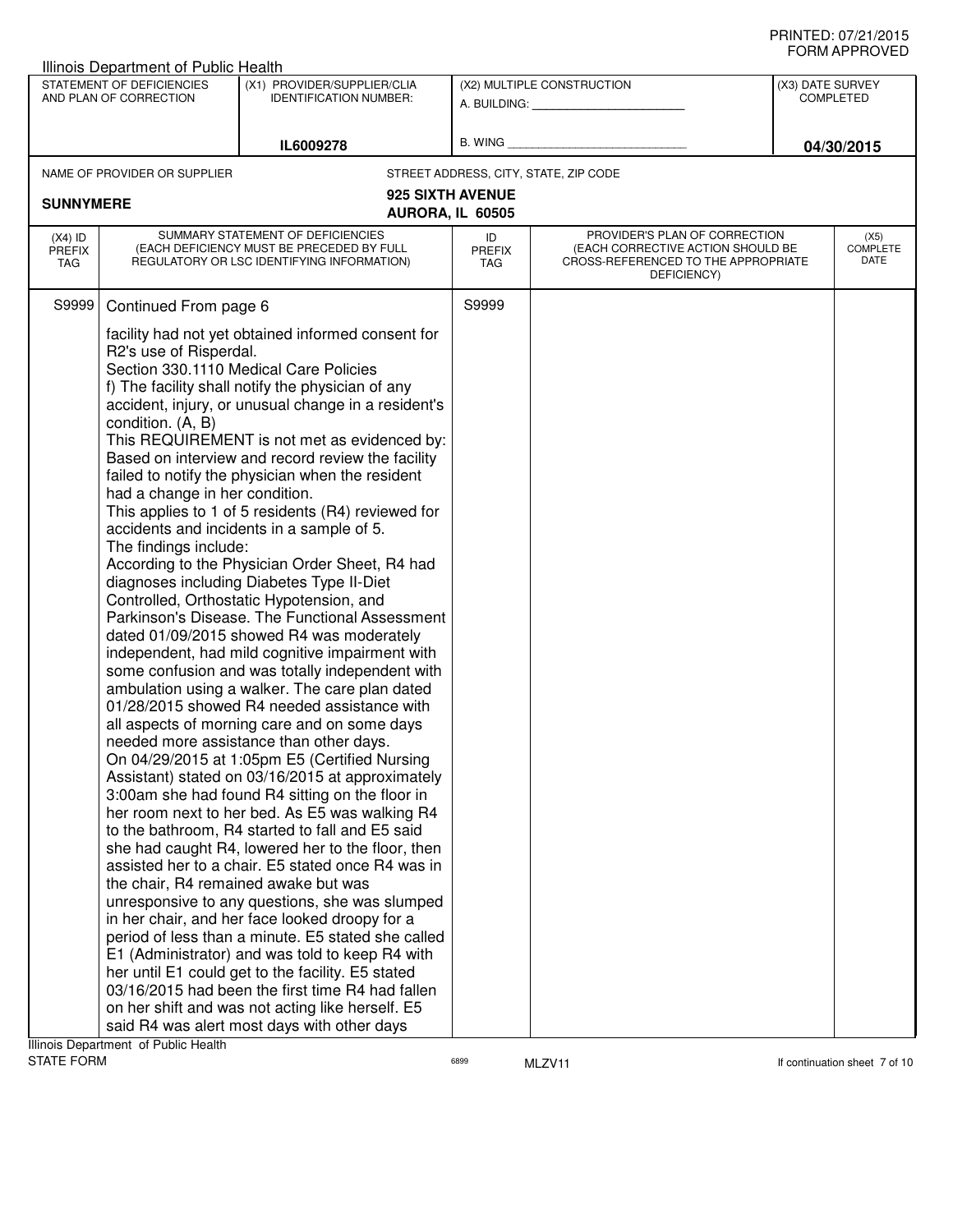Illinois Department of Public Health

| STATEMENT OF DEFICIENCIES AND PLAN OF CORRECTION | (X1) PROVIDER/SUPPLIER/CLIA IDENTIFICATION NUMBER: | (X2) MULTIPLE CONSTRUCTION | (X3) DATE SURVEY COMPLETED |
|---|---|---|---|
| | IL6009278 | A. BUILDING: ______ B. WING ______ | 04/30/2015 |

NAME OF PROVIDER OR SUPPLIER: **SUNNYMERE**

STREET ADDRESS, CITY, STATE, ZIP CODE: **925 SIXTH AVENUE, AURORA, IL 60505**

| (X4) ID PREFIX TAG | SUMMARY STATEMENT OF DEFICIENCIES (EACH DEFICIENCY MUST BE PRECEDED BY FULL REGULATORY OR LSC IDENTIFYING INFORMATION) | ID PREFIX TAG | PROVIDER'S PLAN OF CORRECTION (EACH CORRECTIVE ACTION SHOULD BE CROSS-REFERENCED TO THE APPROPRIATE DEFICIENCY) | (X5) COMPLETE DATE |
|---|---|---|---|---|
| S9999 | Continued From page 6 | S9999 | | |

facility had not yet obtained informed consent for R2's use of Risperdal.

Section 330.1110 Medical Care Policies

f) The facility shall notify the physician of any accident, injury, or unusual change in a resident's condition. (A, B)

This REQUIREMENT is not met as evidenced by:

Based on interview and record review the facility failed to notify the physician when the resident had a change in her condition.

This applies to 1 of 5 residents (R4) reviewed for accidents and incidents in a sample of 5.

The findings include:

According to the Physician Order Sheet, R4 had diagnoses including Diabetes Type II-Diet Controlled, Orthostatic Hypotension, and Parkinson's Disease. The Functional Assessment dated 01/09/2015 showed R4 was moderately independent, had mild cognitive impairment with some confusion and was totally independent with ambulation using a walker. The care plan dated 01/28/2015 showed R4 needed assistance with all aspects of morning care and on some days needed more assistance than other days.

On 04/29/2015 at 1:05pm E5 (Certified Nursing Assistant) stated on 03/16/2015 at approximately 3:00am she had found R4 sitting on the floor in her room next to her bed. As E5 was walking R4 to the bathroom, R4 started to fall and E5 said she had caught R4, lowered her to the floor, then assisted her to a chair. E5 stated once R4 was in the chair, R4 remained awake but was unresponsive to any questions, she was slumped in her chair, and her face looked droopy for a period of less than a minute. E5 stated she called E1 (Administrator) and was told to keep R4 with her until E1 could get to the facility. E5 stated 03/16/2015 had been the first time R4 had fallen on her shift and was not acting like herself. E5 said R4 was alert most days with other days

Illinois Department of Public Health
STATE FORM 6899 MLZV11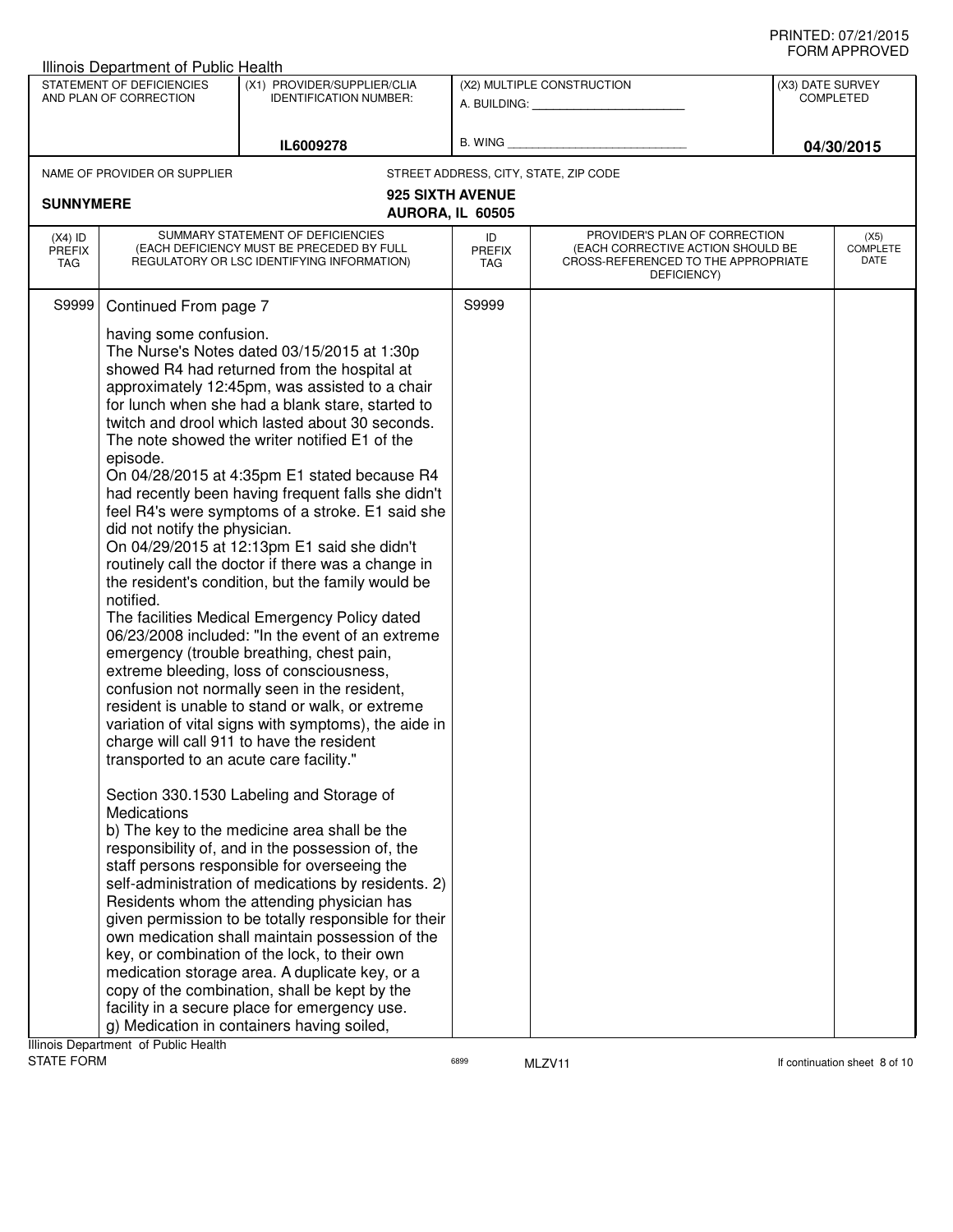Illinois Department of Public Health

| STATEMENT OF DEFICIENCIES AND PLAN OF CORRECTION | (X1) PROVIDER/SUPPLIER/CLIA IDENTIFICATION NUMBER: | (X2) MULTIPLE CONSTRUCTION | (X3) DATE SURVEY COMPLETED |
|---|---|---|---|
| | IL6009278 | A. BUILDING: ______ B. WING ______ | 04/30/2015 |

NAME OF PROVIDER OR SUPPLIER: **SUNNYMERE**

STREET ADDRESS, CITY, STATE, ZIP CODE: **925 SIXTH AVENUE AURORA, IL 60505**

| (X4) ID PREFIX TAG | SUMMARY STATEMENT OF DEFICIENCIES (EACH DEFICIENCY MUST BE PRECEDED BY FULL REGULATORY OR LSC IDENTIFYING INFORMATION) | ID PREFIX TAG | PROVIDER'S PLAN OF CORRECTION (EACH CORRECTIVE ACTION SHOULD BE CROSS-REFERENCED TO THE APPROPRIATE DEFICIENCY) | (X5) COMPLETE DATE |
|---|---|---|---|---|
| S9999 | Continued From page 7 | S9999 | | |

having some confusion.
The Nurse's Notes dated 03/15/2015 at 1:30p showed R4 had returned from the hospital at approximately 12:45pm, was assisted to a chair for lunch when she had a blank stare, started to twitch and drool which lasted about 30 seconds. The note showed the writer notified E1 of the episode.
On 04/28/2015 at 4:35pm E1 stated because R4 had recently been having frequent falls she didn't feel R4's were symptoms of a stroke. E1 said she did not notify the physician.
On 04/29/2015 at 12:13pm E1 said she didn't routinely call the doctor if there was a change in the resident's condition, but the family would be notified.
The facilities Medical Emergency Policy dated 06/23/2008 included: "In the event of an extreme emergency (trouble breathing, chest pain, extreme bleeding, loss of consciousness, confusion not normally seen in the resident, resident is unable to stand or walk, or extreme variation of vital signs with symptoms), the aide in charge will call 911 to have the resident transported to an acute care facility."

Section 330.1530 Labeling and Storage of Medications
b) The key to the medicine area shall be the responsibility of, and in the possession of, the staff persons responsible for overseeing the self-administration of medications by residents. 2) Residents whom the attending physician has given permission to be totally responsible for their own medication shall maintain possession of the key, or combination of the lock, to their own medication storage area. A duplicate key, or a copy of the combination, shall be kept by the facility in a secure place for emergency use.
g) Medication in containers having soiled,

Illinois Department of Public Health
STATE FORM 6899 MLZV11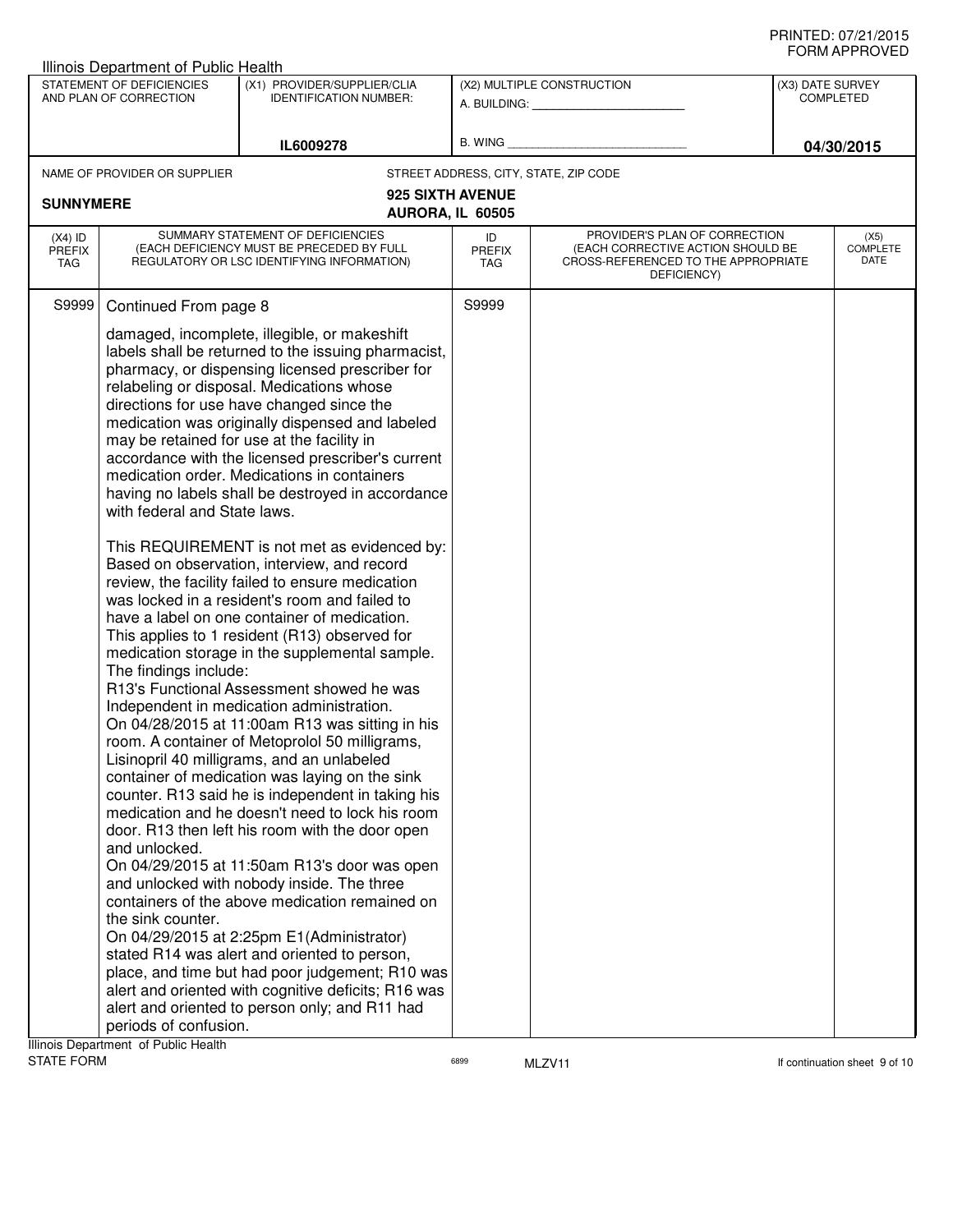Illinois Department of Public Health

| STATEMENT OF DEFICIENCIES AND PLAN OF CORRECTION | (X1) PROVIDER/SUPPLIER/CLIA IDENTIFICATION NUMBER: | (X2) MULTIPLE CONSTRUCTION | (X3) DATE SURVEY COMPLETED |
|---|---|---|---|
| | IL6009278 | A. BUILDING: ______ B. WING ______ | 04/30/2015 |

NAME OF PROVIDER OR SUPPLIER: **SUNNYMERE**

STREET ADDRESS, CITY, STATE, ZIP CODE: **925 SIXTH AVENUE, AURORA, IL 60505**

| (X4) ID PREFIX TAG | SUMMARY STATEMENT OF DEFICIENCIES (EACH DEFICIENCY MUST BE PRECEDED BY FULL REGULATORY OR LSC IDENTIFYING INFORMATION) | ID PREFIX TAG | PROVIDER'S PLAN OF CORRECTION (EACH CORRECTIVE ACTION SHOULD BE CROSS-REFERENCED TO THE APPROPRIATE DEFICIENCY) | (X5) COMPLETE DATE |
|---|---|---|---|---|
| S9999 | Continued From page 8 | S9999 | | |

damaged, incomplete, illegible, or makeshift labels shall be returned to the issuing pharmacist, pharmacy, or dispensing licensed prescriber for relabeling or disposal. Medications whose directions for use have changed since the medication was originally dispensed and labeled may be retained for use at the facility in accordance with the licensed prescriber's current medication order. Medications in containers having no labels shall be destroyed in accordance with federal and State laws.

This REQUIREMENT is not met as evidenced by:
Based on observation, interview, and record review, the facility failed to ensure medication was locked in a resident's room and failed to have a label on one container of medication. This applies to 1 resident (R13) observed for medication storage in the supplemental sample.
The findings include:
R13's Functional Assessment showed he was Independent in medication administration.
On 04/28/2015 at 11:00am R13 was sitting in his room. A container of Metoprolol 50 milligrams, Lisinopril 40 milligrams, and an unlabeled container of medication was laying on the sink counter. R13 said he is independent in taking his medication and he doesn't need to lock his room door. R13 then left his room with the door open and unlocked.
On 04/29/2015 at 11:50am R13's door was open and unlocked with nobody inside. The three containers of the above medication remained on the sink counter.
On 04/29/2015 at 2:25pm E1(Administrator) stated R14 was alert and oriented to person, place, and time but had poor judgement; R10 was alert and oriented with cognitive deficits; R16 was alert and oriented to person only; and R11 had periods of confusion.

Illinois Department of Public Health
STATE FORM 6899 MLZV11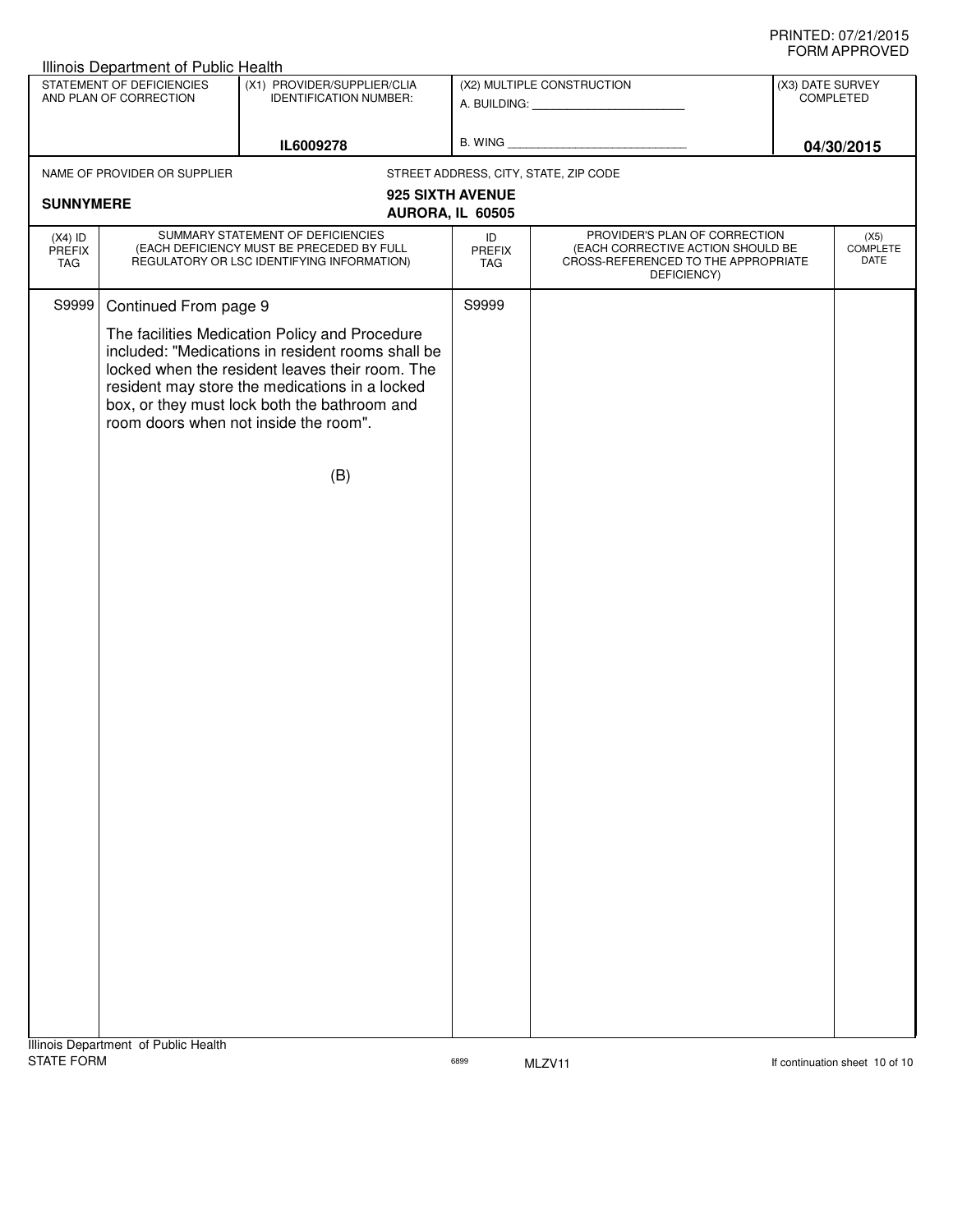Illinois Department of Public Health

| STATEMENT OF DEFICIENCIES AND PLAN OF CORRECTION | (X1) PROVIDER/SUPPLIER/CLIA IDENTIFICATION NUMBER: | (X2) MULTIPLE CONSTRUCTION | (X3) DATE SURVEY COMPLETED |
|---|---|---|---|
| | IL6009278 | A. BUILDING: ________ B. WING ________ | 04/30/2015 |

NAME OF PROVIDER OR SUPPLIER: **SUNNYMERE**

STREET ADDRESS, CITY, STATE, ZIP CODE: **925 SIXTH AVENUE AURORA, IL 60505**

| (X4) ID PREFIX TAG | SUMMARY STATEMENT OF DEFICIENCIES (EACH DEFICIENCY MUST BE PRECEDED BY FULL REGULATORY OR LSC IDENTIFYING INFORMATION) | ID PREFIX TAG | PROVIDER'S PLAN OF CORRECTION (EACH CORRECTIVE ACTION SHOULD BE CROSS-REFERENCED TO THE APPROPRIATE DEFICIENCY) | (X5) COMPLETE DATE |
|---|---|---|---|---|
| S9999 | Continued From page 9<br><br>The facilities Medication Policy and Procedure included: "Medications in resident rooms shall be locked when the resident leaves their room. The resident may store the medications in a locked box, or they must lock both the bathroom and room doors when not inside the room".<br><br>(B) | S9999 | | |

Illinois Department of Public Health
STATE FORM 6899 MLZV11